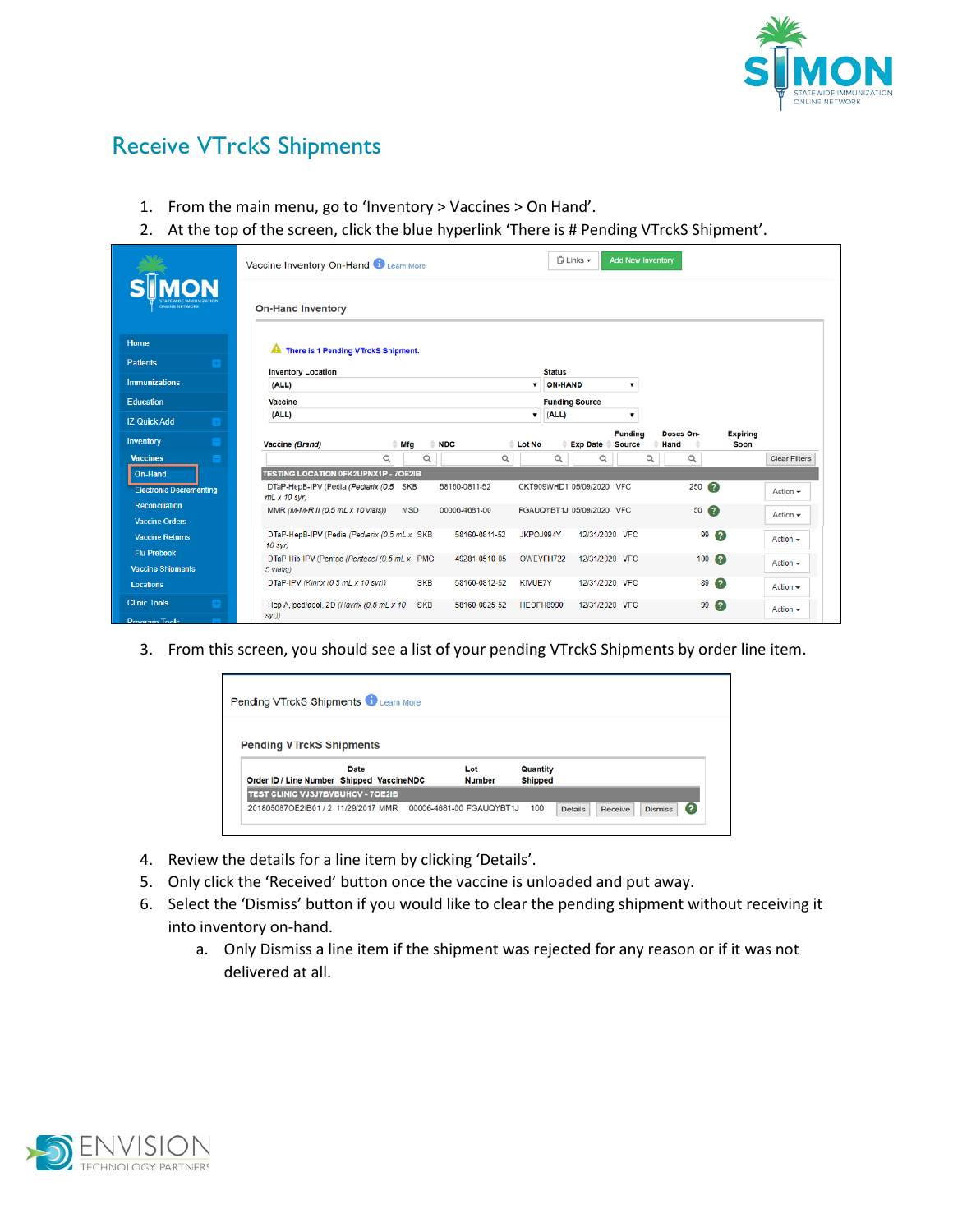# Receive VTrckS Shipments

1. From the main menu, go to 'Inventory > Vaccines > On Hand'.
2. At the top of the screen, click the blue hyperlink 'There is # Pending VTrckS Shipment'.
3. From this screen, you should see a list of your pending VTrckS Shipments by order line item.
4. Review the details for a line item by clicking 'Details'.
5. Only click the 'Received' button once the vaccine is unloaded and put away.
6. Select the 'Dismiss' button if you would like to clear the pending shipment without receiving it into inventory on-hand.
   a. Only Dismiss a line item if the shipment was rejected for any reason or if it was not delivered at all.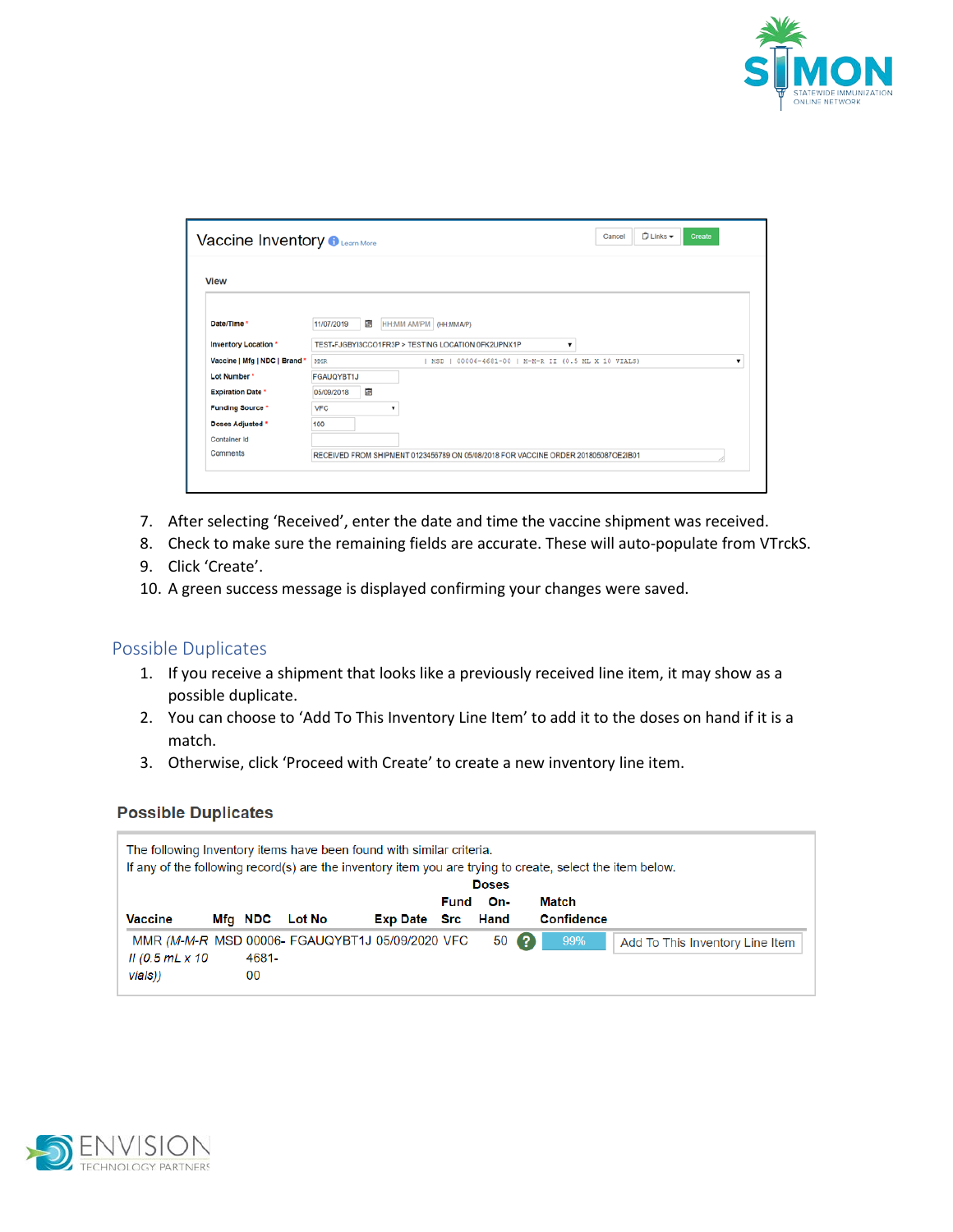Vaccine Inventory

View

| | |
|---|---|
| Date/Time * | 11/07/2019 HH:MM AM/PM (HH:MMA/P) |
| Inventory Location * | TEST-FJGBYI3CCO1FR3P > TESTING LOCATION 0FK2UPNX1P |
| Vaccine \| Mfg \| NDC \| Brand * | MMR \| MSD \| 00006-4681-00 \| M-M-R II (0.5 ML X 10 VIALS) |
| Lot Number * | FGAUQYBT1J |
| Expiration Date * | 05/09/2018 |
| Funding Source * | VFC |
| Doses Adjusted * | 100 |
| Container Id | |
| Comments | RECEIVED FROM SHIPMENT 0123456789 ON 05/08/2018 FOR VACCINE ORDER 201805087CE2IB01 |

7. After selecting 'Received', enter the date and time the vaccine shipment was received.
8. Check to make sure the remaining fields are accurate. These will auto-populate from VTrckS.
9. Click 'Create'.
10. A green success message is displayed confirming your changes were saved.

## Possible Duplicates

1. If you receive a shipment that looks like a previously received line item, it may show as a possible duplicate.
2. You can choose to 'Add To This Inventory Line Item' to add it to the doses on hand if it is a match.
3. Otherwise, click 'Proceed with Create' to create a new inventory line item.

### Possible Duplicates

The following Inventory items have been found with similar criteria.
If any of the following record(s) are the inventory item you are trying to create, select the item below.

| Vaccine | Mfg | NDC | Lot No | Exp Date | Fund Src | Doses On-Hand | Match Confidence | |
|---|---|---|---|---|---|---|---|---|
| MMR *(M-M-R II (0.5 mL x 10 vials))* | MSD | 00006-4681-00 | FGAUQYBT1J | 05/09/2020 | VFC | 50 | 99% | Add To This Inventory Line Item |